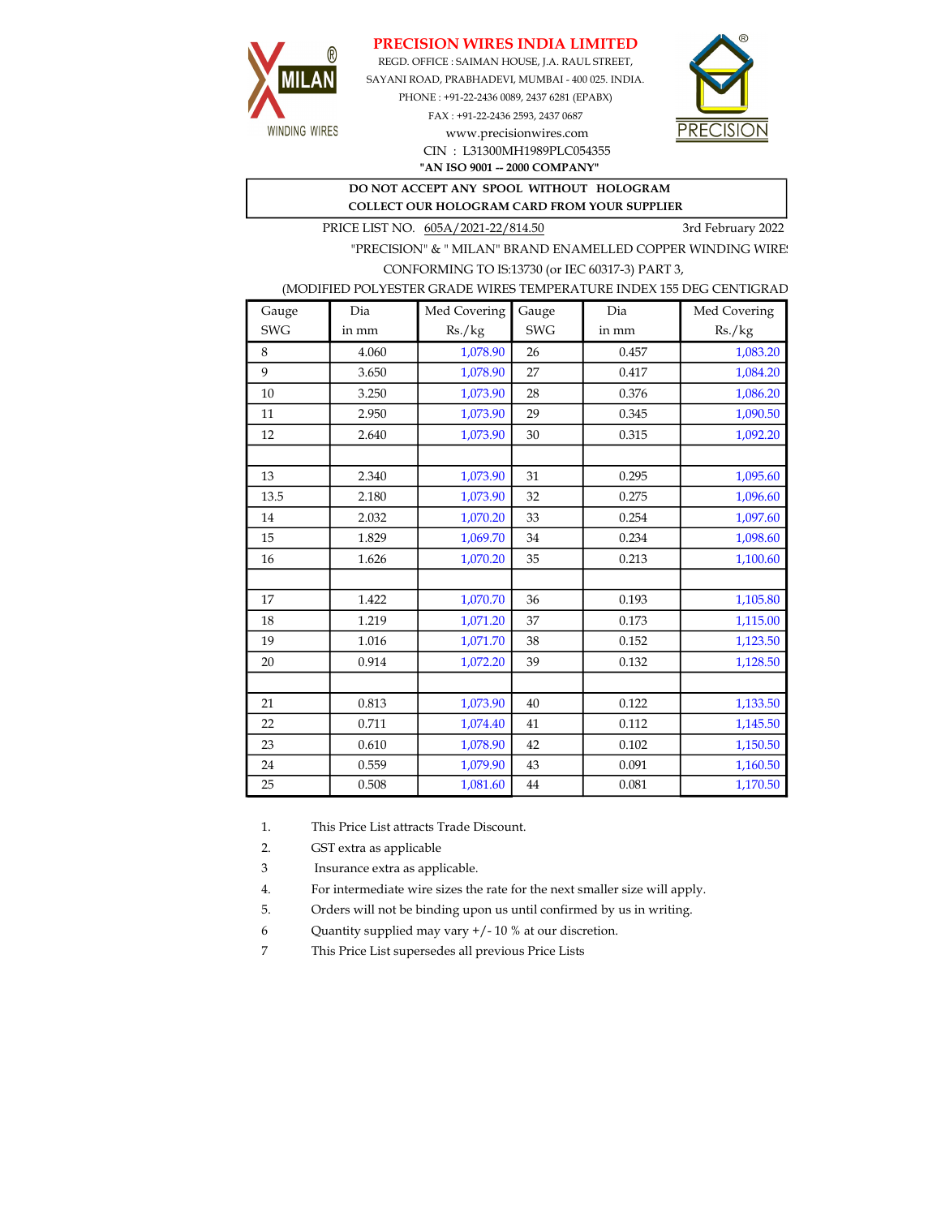MILAN® WINDING WIRES

# PRECISION WIRES INDIA LIMITED

REGD. OFFICE : SAIMAN HOUSE, J.A. RAUL STREET,
SAYANI ROAD, PRABHADEVI, MUMBAI - 400 025. INDIA.
PHONE : +91-22-2436 0089, 2437 6281 (EPABX)
FAX : +91-22-2436 2593, 2437 0687
www.precisionwires.com
CIN : L31300MH1989PLC054355
**"AN ISO 9001 -- 2000 COMPANY"**

PRECISION®

**DO NOT ACCEPT ANY SPOOL WITHOUT HOLOGRAM**
**COLLECT OUR HOLOGRAM CARD FROM YOUR SUPPLIER**

PRICE LIST NO. 605A/2021-22/814.50 — 3rd February 2022

"PRECISION" & " MILAN" BRAND ENAMELLED COPPER WINDING WIRES
CONFORMING TO IS:13730 (or IEC 60317-3) PART 3,
(MODIFIED POLYESTER GRADE WIRES TEMPERATURE INDEX 155 DEG CENTIGRAD

| Gauge SWG | Dia in mm | Med Covering Rs./kg | Gauge SWG | Dia in mm | Med Covering Rs./kg |
|---|---|---|---|---|---|
| 8 | 4.060 | 1,078.90 | 26 | 0.457 | 1,083.20 |
| 9 | 3.650 | 1,078.90 | 27 | 0.417 | 1,084.20 |
| 10 | 3.250 | 1,073.90 | 28 | 0.376 | 1,086.20 |
| 11 | 2.950 | 1,073.90 | 29 | 0.345 | 1,090.50 |
| 12 | 2.640 | 1,073.90 | 30 | 0.315 | 1,092.20 |
| | | | | | |
| 13 | 2.340 | 1,073.90 | 31 | 0.295 | 1,095.60 |
| 13.5 | 2.180 | 1,073.90 | 32 | 0.275 | 1,096.60 |
| 14 | 2.032 | 1,070.20 | 33 | 0.254 | 1,097.60 |
| 15 | 1.829 | 1,069.70 | 34 | 0.234 | 1,098.60 |
| 16 | 1.626 | 1,070.20 | 35 | 0.213 | 1,100.60 |
| | | | | | |
| 17 | 1.422 | 1,070.70 | 36 | 0.193 | 1,105.80 |
| 18 | 1.219 | 1,071.20 | 37 | 0.173 | 1,115.00 |
| 19 | 1.016 | 1,071.70 | 38 | 0.152 | 1,123.50 |
| 20 | 0.914 | 1,072.20 | 39 | 0.132 | 1,128.50 |
| | | | | | |
| 21 | 0.813 | 1,073.90 | 40 | 0.122 | 1,133.50 |
| 22 | 0.711 | 1,074.40 | 41 | 0.112 | 1,145.50 |
| 23 | 0.610 | 1,078.90 | 42 | 0.102 | 1,150.50 |
| 24 | 0.559 | 1,079.90 | 43 | 0.091 | 1,160.50 |
| 25 | 0.508 | 1,081.60 | 44 | 0.081 | 1,170.50 |

1. This Price List attracts Trade Discount.
2. GST extra as applicable
3. Insurance extra as applicable.
4. For intermediate wire sizes the rate for the next smaller size will apply.
5. Orders will not be binding upon us until confirmed by us in writing.
6. Quantity supplied may vary +/- 10 % at our discretion.
7. This Price List supersedes all previous Price Lists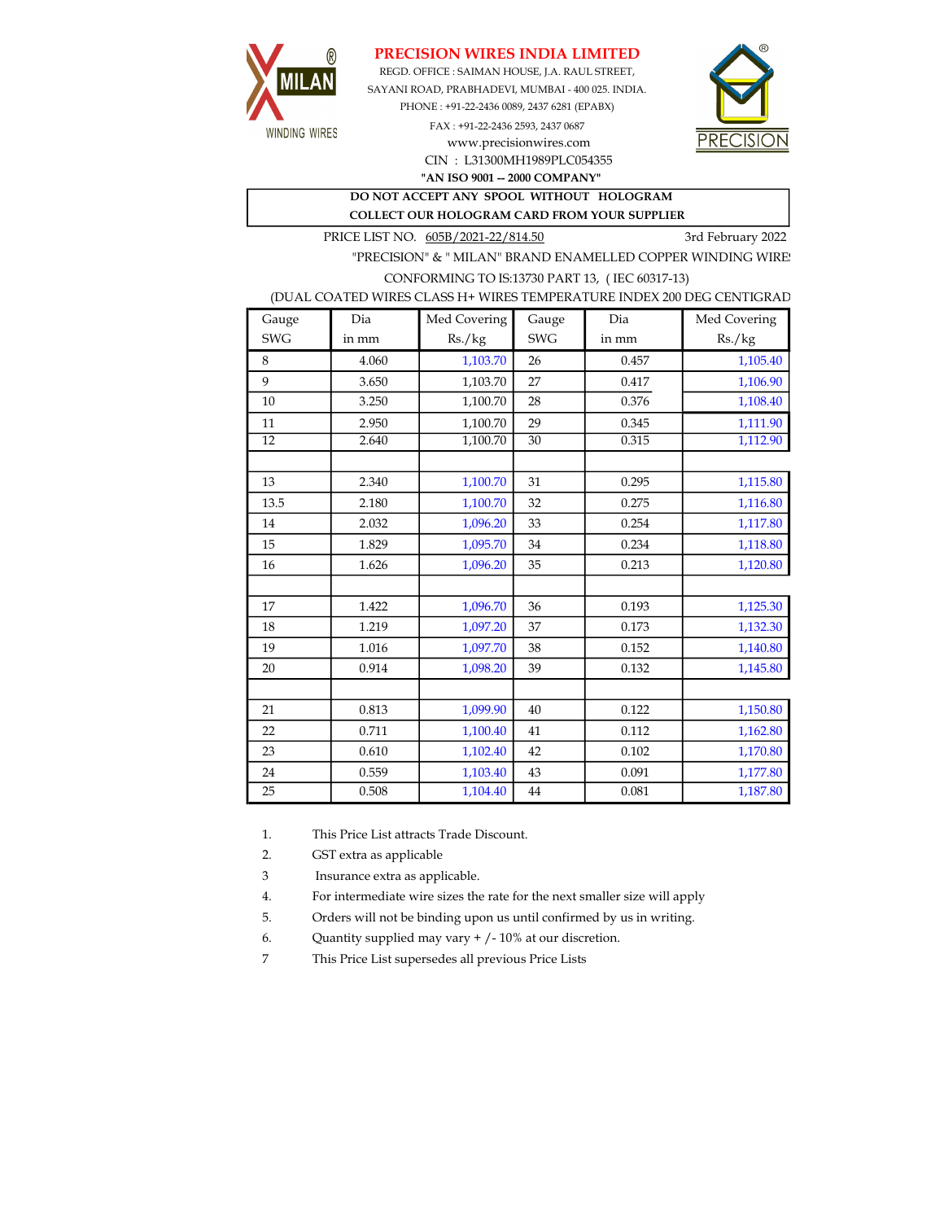MILAN® WINDING WIRES

# PRECISION WIRES INDIA LIMITED

REGD. OFFICE : SAIMAN HOUSE, J.A. RAUL STREET,
SAYANI ROAD, PRABHADEVI, MUMBAI - 400 025. INDIA.
PHONE : +91-22-2436 0089, 2437 6281 (EPABX)
FAX : +91-22-2436 2593, 2437 0687
www.precisionwires.com
CIN : L31300MH1989PLC054355
**"AN ISO 9001 -- 2000 COMPANY"**

PRECISION®

**DO NOT ACCEPT ANY SPOOL WITHOUT HOLOGRAM**
**COLLECT OUR HOLOGRAM CARD FROM YOUR SUPPLIER**

PRICE LIST NO. 605B/2021-22/814.50 — 3rd February 2022

"PRECISION" & " MILAN" BRAND ENAMELLED COPPER WINDING WIRES
CONFORMING TO IS:13730 PART 13, ( IEC 60317-13)
(DUAL COATED WIRES CLASS H+ WIRES TEMPERATURE INDEX 200 DEG CENTIGRADE

| Gauge SWG | Dia in mm | Med Covering Rs./kg | Gauge SWG | Dia in mm | Med Covering Rs./kg |
|---|---|---|---|---|---|
| 8 | 4.060 | 1,103.70 | 26 | 0.457 | 1,105.40 |
| 9 | 3.650 | 1,103.70 | 27 | 0.417 | 1,106.90 |
| 10 | 3.250 | 1,100.70 | 28 | 0.376 | 1,108.40 |
| 11 | 2.950 | 1,100.70 | 29 | 0.345 | 1,111.90 |
| 12 | 2.640 | 1,100.70 | 30 | 0.315 | 1,112.90 |
| | | | | | |
| 13 | 2.340 | 1,100.70 | 31 | 0.295 | 1,115.80 |
| 13.5 | 2.180 | 1,100.70 | 32 | 0.275 | 1,116.80 |
| 14 | 2.032 | 1,096.20 | 33 | 0.254 | 1,117.80 |
| 15 | 1.829 | 1,095.70 | 34 | 0.234 | 1,118.80 |
| 16 | 1.626 | 1,096.20 | 35 | 0.213 | 1,120.80 |
| | | | | | |
| 17 | 1.422 | 1,096.70 | 36 | 0.193 | 1,125.30 |
| 18 | 1.219 | 1,097.20 | 37 | 0.173 | 1,132.30 |
| 19 | 1.016 | 1,097.70 | 38 | 0.152 | 1,140.80 |
| 20 | 0.914 | 1,098.20 | 39 | 0.132 | 1,145.80 |
| | | | | | |
| 21 | 0.813 | 1,099.90 | 40 | 0.122 | 1,150.80 |
| 22 | 0.711 | 1,100.40 | 41 | 0.112 | 1,162.80 |
| 23 | 0.610 | 1,102.40 | 42 | 0.102 | 1,170.80 |
| 24 | 0.559 | 1,103.40 | 43 | 0.091 | 1,177.80 |
| 25 | 0.508 | 1,104.40 | 44 | 0.081 | 1,187.80 |

1. This Price List attracts Trade Discount.
2. GST extra as applicable
3. Insurance extra as applicable.
4. For intermediate wire sizes the rate for the next smaller size will apply
5. Orders will not be binding upon us until confirmed by us in writing.
6. Quantity supplied may vary + /- 10% at our discretion.
7. This Price List supersedes all previous Price Lists